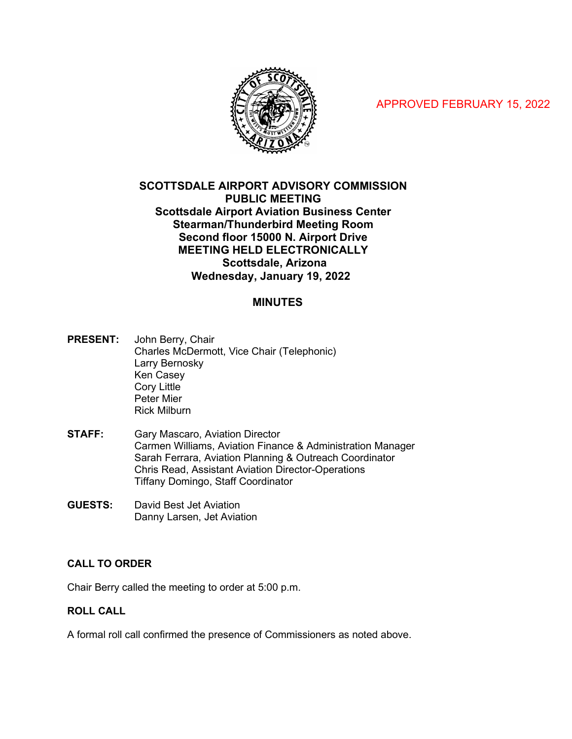APPROVED FEBRUARY 15, 2022

**SCOTTSDALE AIRPORT ADVISORY COMMISSION**
**PUBLIC MEETING**
**Scottsdale Airport Aviation Business Center**
**Stearman/Thunderbird Meeting Room**
**Second floor 15000 N. Airport Drive**
**MEETING HELD ELECTRONICALLY**
**Scottsdale, Arizona**
**Wednesday, January 19, 2022**

# MINUTES

**PRESENT:** John Berry, Chair
Charles McDermott, Vice Chair (Telephonic)
Larry Bernosky
Ken Casey
Cory Little
Peter Mier
Rick Milburn

**STAFF:** Gary Mascaro, Aviation Director
Carmen Williams, Aviation Finance & Administration Manager
Sarah Ferrara, Aviation Planning & Outreach Coordinator
Chris Read, Assistant Aviation Director-Operations
Tiffany Domingo, Staff Coordinator

**GUESTS:** David Best Jet Aviation
Danny Larsen, Jet Aviation

## CALL TO ORDER

Chair Berry called the meeting to order at 5:00 p.m.

## ROLL CALL

A formal roll call confirmed the presence of Commissioners as noted above.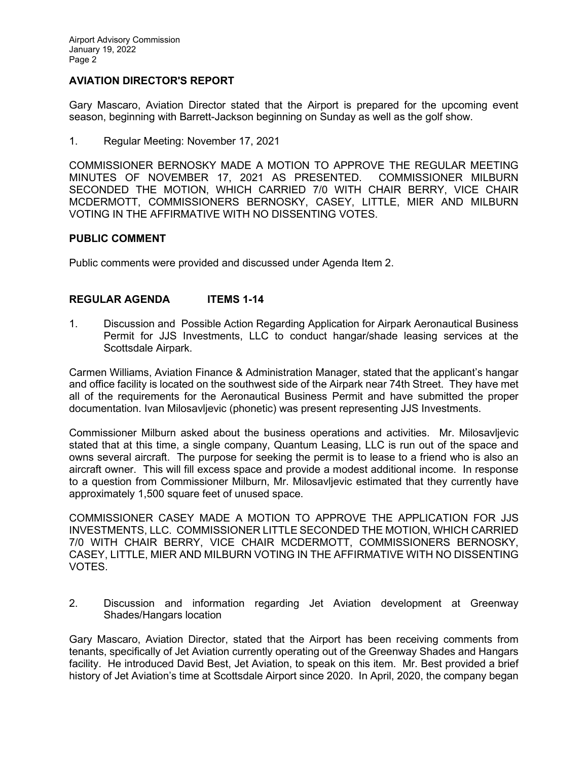## AVIATION DIRECTOR'S REPORT

Gary Mascaro, Aviation Director stated that the Airport is prepared for the upcoming event season, beginning with Barrett-Jackson beginning on Sunday as well as the golf show.

1. Regular Meeting: November 17, 2021

COMMISSIONER BERNOSKY MADE A MOTION TO APPROVE THE REGULAR MEETING MINUTES OF NOVEMBER 17, 2021 AS PRESENTED. COMMISSIONER MILBURN SECONDED THE MOTION, WHICH CARRIED 7/0 WITH CHAIR BERRY, VICE CHAIR MCDERMOTT, COMMISSIONERS BERNOSKY, CASEY, LITTLE, MIER AND MILBURN VOTING IN THE AFFIRMATIVE WITH NO DISSENTING VOTES.

## PUBLIC COMMENT

Public comments were provided and discussed under Agenda Item 2.

## REGULAR AGENDA ITEMS 1-14

1. Discussion and Possible Action Regarding Application for Airpark Aeronautical Business Permit for JJS Investments, LLC to conduct hangar/shade leasing services at the Scottsdale Airpark.

Carmen Williams, Aviation Finance & Administration Manager, stated that the applicant's hangar and office facility is located on the southwest side of the Airpark near 74th Street. They have met all of the requirements for the Aeronautical Business Permit and have submitted the proper documentation. Ivan Milosavljevic (phonetic) was present representing JJS Investments.

Commissioner Milburn asked about the business operations and activities. Mr. Milosavljevic stated that at this time, a single company, Quantum Leasing, LLC is run out of the space and owns several aircraft. The purpose for seeking the permit is to lease to a friend who is also an aircraft owner. This will fill excess space and provide a modest additional income. In response to a question from Commissioner Milburn, Mr. Milosavljevic estimated that they currently have approximately 1,500 square feet of unused space.

COMMISSIONER CASEY MADE A MOTION TO APPROVE THE APPLICATION FOR JJS INVESTMENTS, LLC. COMMISSIONER LITTLE SECONDED THE MOTION, WHICH CARRIED 7/0 WITH CHAIR BERRY, VICE CHAIR MCDERMOTT, COMMISSIONERS BERNOSKY, CASEY, LITTLE, MIER AND MILBURN VOTING IN THE AFFIRMATIVE WITH NO DISSENTING VOTES.

2. Discussion and information regarding Jet Aviation development at Greenway Shades/Hangars location

Gary Mascaro, Aviation Director, stated that the Airport has been receiving comments from tenants, specifically of Jet Aviation currently operating out of the Greenway Shades and Hangars facility. He introduced David Best, Jet Aviation, to speak on this item. Mr. Best provided a brief history of Jet Aviation's time at Scottsdale Airport since 2020. In April, 2020, the company began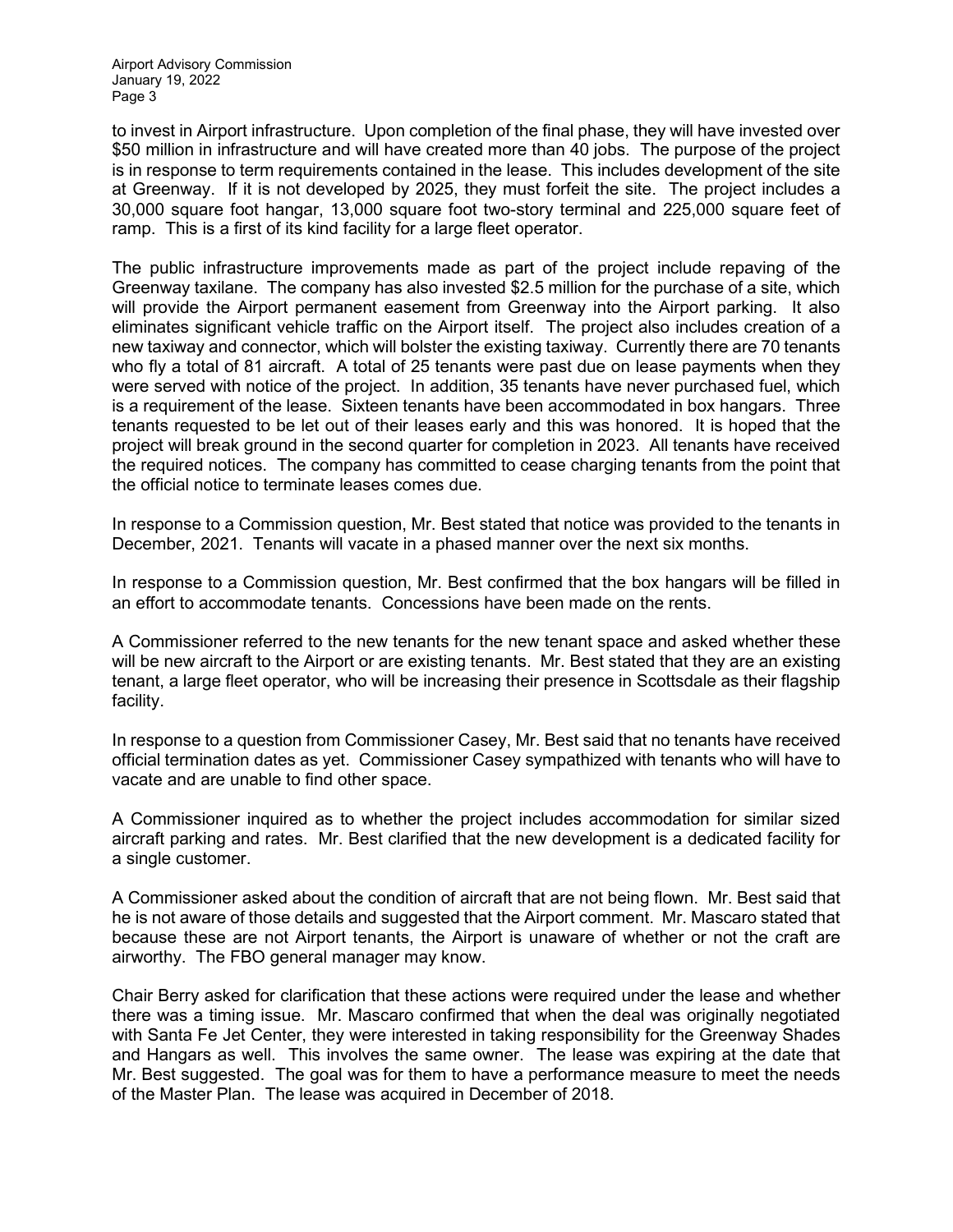to invest in Airport infrastructure. Upon completion of the final phase, they will have invested over $50 million in infrastructure and will have created more than 40 jobs. The purpose of the project is in response to term requirements contained in the lease. This includes development of the site at Greenway. If it is not developed by 2025, they must forfeit the site. The project includes a 30,000 square foot hangar, 13,000 square foot two-story terminal and 225,000 square feet of ramp. This is a first of its kind facility for a large fleet operator.

The public infrastructure improvements made as part of the project include repaving of the Greenway taxilane. The company has also invested $2.5 million for the purchase of a site, which will provide the Airport permanent easement from Greenway into the Airport parking. It also eliminates significant vehicle traffic on the Airport itself. The project also includes creation of a new taxiway and connector, which will bolster the existing taxiway. Currently there are 70 tenants who fly a total of 81 aircraft. A total of 25 tenants were past due on lease payments when they were served with notice of the project. In addition, 35 tenants have never purchased fuel, which is a requirement of the lease. Sixteen tenants have been accommodated in box hangars. Three tenants requested to be let out of their leases early and this was honored. It is hoped that the project will break ground in the second quarter for completion in 2023. All tenants have received the required notices. The company has committed to cease charging tenants from the point that the official notice to terminate leases comes due.

In response to a Commission question, Mr. Best stated that notice was provided to the tenants in December, 2021. Tenants will vacate in a phased manner over the next six months.

In response to a Commission question, Mr. Best confirmed that the box hangars will be filled in an effort to accommodate tenants. Concessions have been made on the rents.

A Commissioner referred to the new tenants for the new tenant space and asked whether these will be new aircraft to the Airport or are existing tenants. Mr. Best stated that they are an existing tenant, a large fleet operator, who will be increasing their presence in Scottsdale as their flagship facility.

In response to a question from Commissioner Casey, Mr. Best said that no tenants have received official termination dates as yet. Commissioner Casey sympathized with tenants who will have to vacate and are unable to find other space.

A Commissioner inquired as to whether the project includes accommodation for similar sized aircraft parking and rates. Mr. Best clarified that the new development is a dedicated facility for a single customer.

A Commissioner asked about the condition of aircraft that are not being flown. Mr. Best said that he is not aware of those details and suggested that the Airport comment. Mr. Mascaro stated that because these are not Airport tenants, the Airport is unaware of whether or not the craft are airworthy. The FBO general manager may know.

Chair Berry asked for clarification that these actions were required under the lease and whether there was a timing issue. Mr. Mascaro confirmed that when the deal was originally negotiated with Santa Fe Jet Center, they were interested in taking responsibility for the Greenway Shades and Hangars as well. This involves the same owner. The lease was expiring at the date that Mr. Best suggested. The goal was for them to have a performance measure to meet the needs of the Master Plan. The lease was acquired in December of 2018.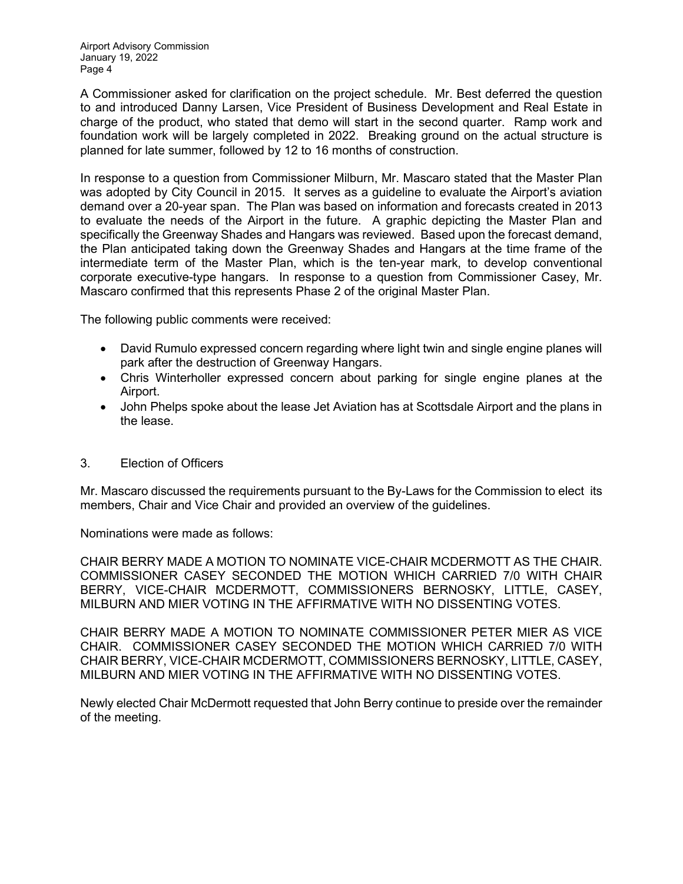A Commissioner asked for clarification on the project schedule. Mr. Best deferred the question to and introduced Danny Larsen, Vice President of Business Development and Real Estate in charge of the product, who stated that demo will start in the second quarter. Ramp work and foundation work will be largely completed in 2022. Breaking ground on the actual structure is planned for late summer, followed by 12 to 16 months of construction.

In response to a question from Commissioner Milburn, Mr. Mascaro stated that the Master Plan was adopted by City Council in 2015. It serves as a guideline to evaluate the Airport's aviation demand over a 20-year span. The Plan was based on information and forecasts created in 2013 to evaluate the needs of the Airport in the future. A graphic depicting the Master Plan and specifically the Greenway Shades and Hangars was reviewed. Based upon the forecast demand, the Plan anticipated taking down the Greenway Shades and Hangars at the time frame of the intermediate term of the Master Plan, which is the ten-year mark, to develop conventional corporate executive-type hangars. In response to a question from Commissioner Casey, Mr. Mascaro confirmed that this represents Phase 2 of the original Master Plan.

The following public comments were received:

- David Rumulo expressed concern regarding where light twin and single engine planes will park after the destruction of Greenway Hangars.
- Chris Winterholler expressed concern about parking for single engine planes at the Airport.
- John Phelps spoke about the lease Jet Aviation has at Scottsdale Airport and the plans in the lease.

3. Election of Officers

Mr. Mascaro discussed the requirements pursuant to the By-Laws for the Commission to elect its members, Chair and Vice Chair and provided an overview of the guidelines.

Nominations were made as follows:

CHAIR BERRY MADE A MOTION TO NOMINATE VICE-CHAIR MCDERMOTT AS THE CHAIR. COMMISSIONER CASEY SECONDED THE MOTION WHICH CARRIED 7/0 WITH CHAIR BERRY, VICE-CHAIR MCDERMOTT, COMMISSIONERS BERNOSKY, LITTLE, CASEY, MILBURN AND MIER VOTING IN THE AFFIRMATIVE WITH NO DISSENTING VOTES.

CHAIR BERRY MADE A MOTION TO NOMINATE COMMISSIONER PETER MIER AS VICE CHAIR. COMMISSIONER CASEY SECONDED THE MOTION WHICH CARRIED 7/0 WITH CHAIR BERRY, VICE-CHAIR MCDERMOTT, COMMISSIONERS BERNOSKY, LITTLE, CASEY, MILBURN AND MIER VOTING IN THE AFFIRMATIVE WITH NO DISSENTING VOTES.

Newly elected Chair McDermott requested that John Berry continue to preside over the remainder of the meeting.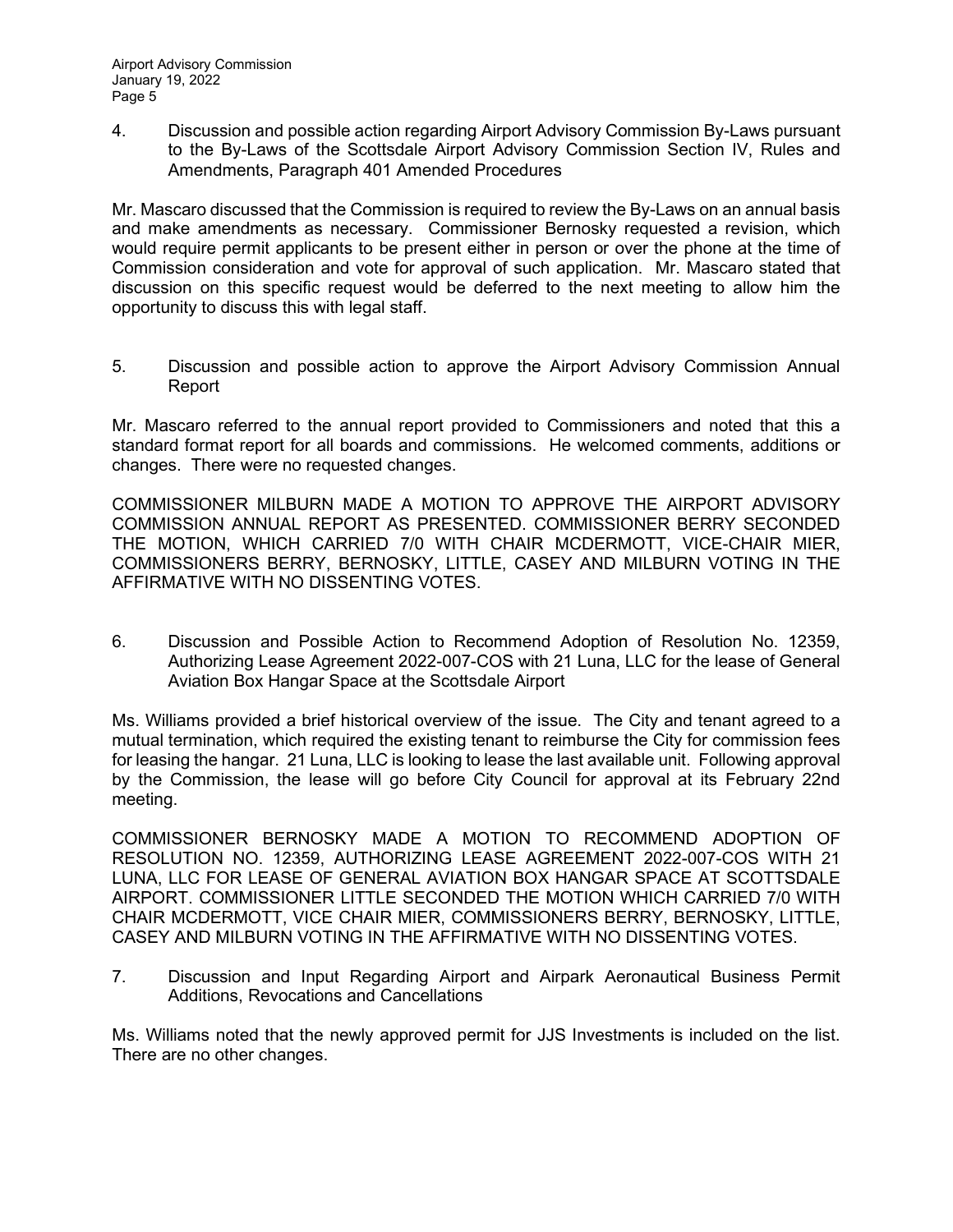4. Discussion and possible action regarding Airport Advisory Commission By-Laws pursuant to the By-Laws of the Scottsdale Airport Advisory Commission Section IV, Rules and Amendments, Paragraph 401 Amended Procedures

Mr. Mascaro discussed that the Commission is required to review the By-Laws on an annual basis and make amendments as necessary. Commissioner Bernosky requested a revision, which would require permit applicants to be present either in person or over the phone at the time of Commission consideration and vote for approval of such application. Mr. Mascaro stated that discussion on this specific request would be deferred to the next meeting to allow him the opportunity to discuss this with legal staff.

5. Discussion and possible action to approve the Airport Advisory Commission Annual Report

Mr. Mascaro referred to the annual report provided to Commissioners and noted that this a standard format report for all boards and commissions. He welcomed comments, additions or changes. There were no requested changes.

COMMISSIONER MILBURN MADE A MOTION TO APPROVE THE AIRPORT ADVISORY COMMISSION ANNUAL REPORT AS PRESENTED. COMMISSIONER BERRY SECONDED THE MOTION, WHICH CARRIED 7/0 WITH CHAIR MCDERMOTT, VICE-CHAIR MIER, COMMISSIONERS BERRY, BERNOSKY, LITTLE, CASEY AND MILBURN VOTING IN THE AFFIRMATIVE WITH NO DISSENTING VOTES.

6. Discussion and Possible Action to Recommend Adoption of Resolution No. 12359, Authorizing Lease Agreement 2022-007-COS with 21 Luna, LLC for the lease of General Aviation Box Hangar Space at the Scottsdale Airport

Ms. Williams provided a brief historical overview of the issue. The City and tenant agreed to a mutual termination, which required the existing tenant to reimburse the City for commission fees for leasing the hangar. 21 Luna, LLC is looking to lease the last available unit. Following approval by the Commission, the lease will go before City Council for approval at its February 22nd meeting.

COMMISSIONER BERNOSKY MADE A MOTION TO RECOMMEND ADOPTION OF RESOLUTION NO. 12359, AUTHORIZING LEASE AGREEMENT 2022-007-COS WITH 21 LUNA, LLC FOR LEASE OF GENERAL AVIATION BOX HANGAR SPACE AT SCOTTSDALE AIRPORT. COMMISSIONER LITTLE SECONDED THE MOTION WHICH CARRIED 7/0 WITH CHAIR MCDERMOTT, VICE CHAIR MIER, COMMISSIONERS BERRY, BERNOSKY, LITTLE, CASEY AND MILBURN VOTING IN THE AFFIRMATIVE WITH NO DISSENTING VOTES.

7. Discussion and Input Regarding Airport and Airpark Aeronautical Business Permit Additions, Revocations and Cancellations

Ms. Williams noted that the newly approved permit for JJS Investments is included on the list. There are no other changes.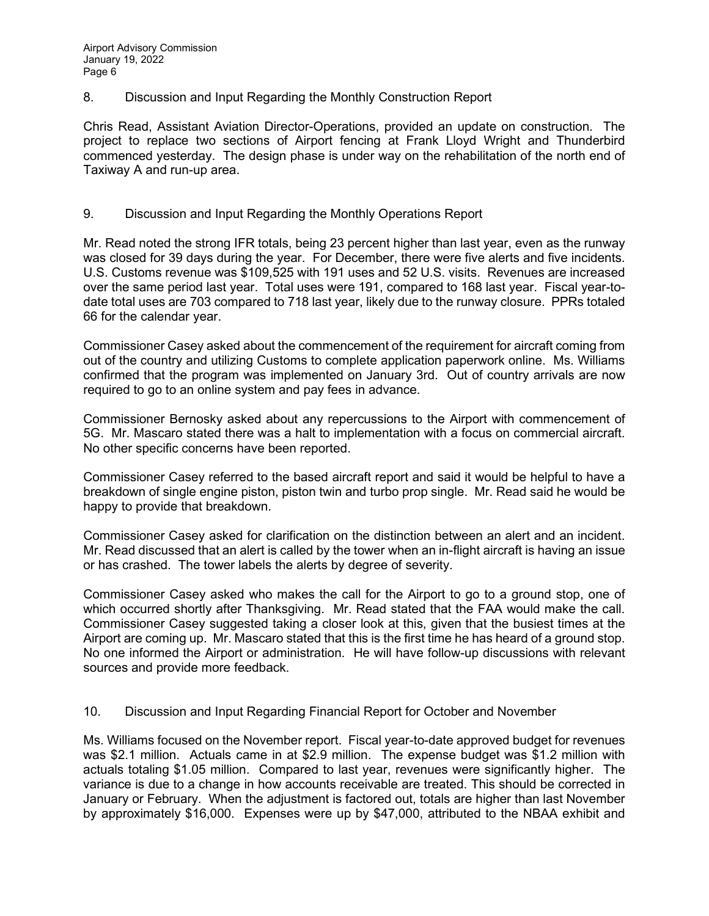## 8. Discussion and Input Regarding the Monthly Construction Report

Chris Read, Assistant Aviation Director-Operations, provided an update on construction. The project to replace two sections of Airport fencing at Frank Lloyd Wright and Thunderbird commenced yesterday. The design phase is under way on the rehabilitation of the north end of Taxiway A and run-up area.

## 9. Discussion and Input Regarding the Monthly Operations Report

Mr. Read noted the strong IFR totals, being 23 percent higher than last year, even as the runway was closed for 39 days during the year. For December, there were five alerts and five incidents. U.S. Customs revenue was $109,525 with 191 uses and 52 U.S. visits. Revenues are increased over the same period last year. Total uses were 191, compared to 168 last year. Fiscal year-to-date total uses are 703 compared to 718 last year, likely due to the runway closure. PPRs totaled 66 for the calendar year.

Commissioner Casey asked about the commencement of the requirement for aircraft coming from out of the country and utilizing Customs to complete application paperwork online. Ms. Williams confirmed that the program was implemented on January 3rd. Out of country arrivals are now required to go to an online system and pay fees in advance.

Commissioner Bernosky asked about any repercussions to the Airport with commencement of 5G. Mr. Mascaro stated there was a halt to implementation with a focus on commercial aircraft. No other specific concerns have been reported.

Commissioner Casey referred to the based aircraft report and said it would be helpful to have a breakdown of single engine piston, piston twin and turbo prop single. Mr. Read said he would be happy to provide that breakdown.

Commissioner Casey asked for clarification on the distinction between an alert and an incident. Mr. Read discussed that an alert is called by the tower when an in-flight aircraft is having an issue or has crashed. The tower labels the alerts by degree of severity.

Commissioner Casey asked who makes the call for the Airport to go to a ground stop, one of which occurred shortly after Thanksgiving. Mr. Read stated that the FAA would make the call. Commissioner Casey suggested taking a closer look at this, given that the busiest times at the Airport are coming up. Mr. Mascaro stated that this is the first time he has heard of a ground stop. No one informed the Airport or administration. He will have follow-up discussions with relevant sources and provide more feedback.

## 10. Discussion and Input Regarding Financial Report for October and November

Ms. Williams focused on the November report. Fiscal year-to-date approved budget for revenues was $2.1 million. Actuals came in at $2.9 million. The expense budget was $1.2 million with actuals totaling $1.05 million. Compared to last year, revenues were significantly higher. The variance is due to a change in how accounts receivable are treated. This should be corrected in January or February. When the adjustment is factored out, totals are higher than last November by approximately $16,000. Expenses were up by $47,000, attributed to the NBAA exhibit and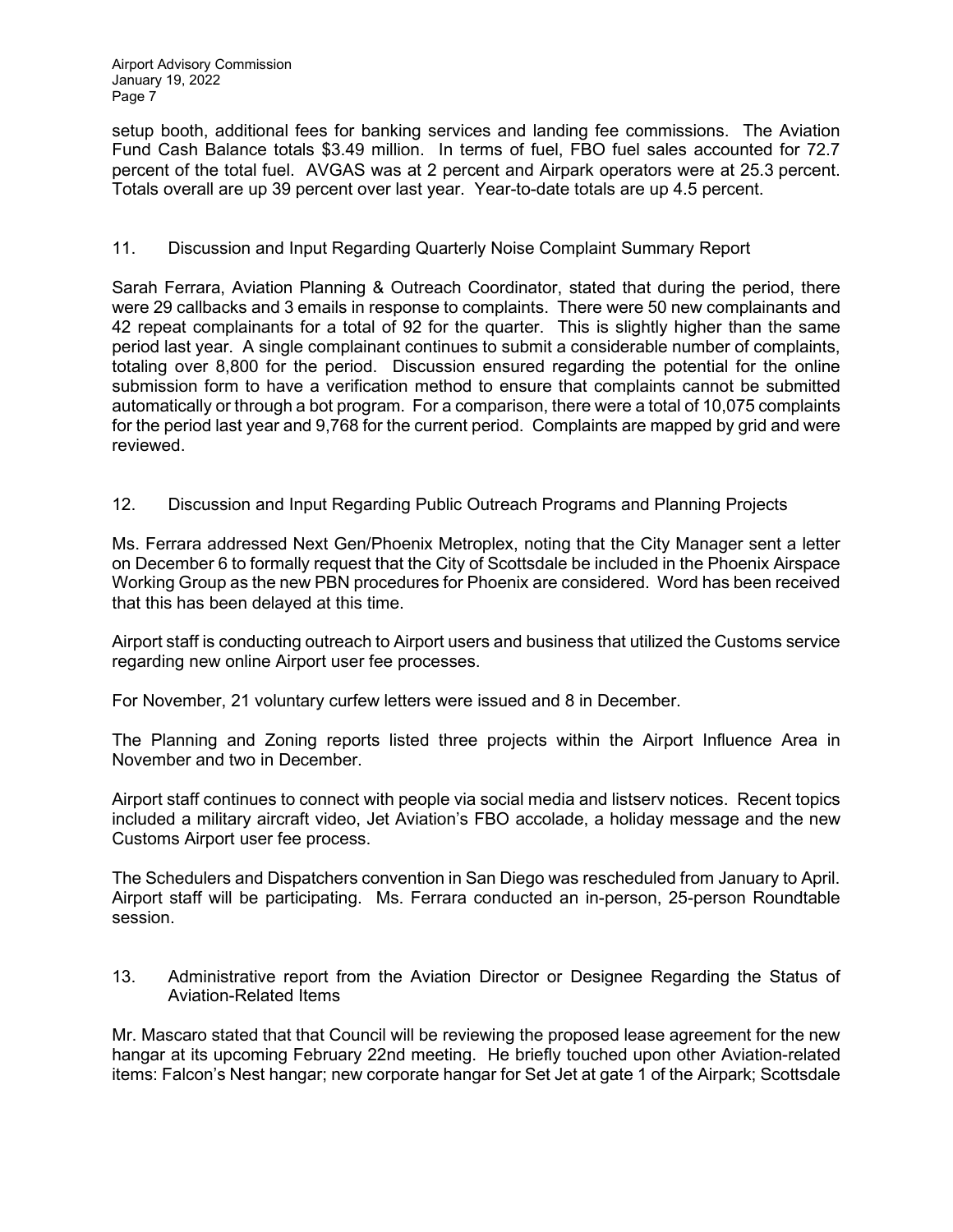setup booth, additional fees for banking services and landing fee commissions. The Aviation Fund Cash Balance totals $3.49 million. In terms of fuel, FBO fuel sales accounted for 72.7 percent of the total fuel. AVGAS was at 2 percent and Airpark operators were at 25.3 percent. Totals overall are up 39 percent over last year. Year-to-date totals are up 4.5 percent.

11. Discussion and Input Regarding Quarterly Noise Complaint Summary Report

Sarah Ferrara, Aviation Planning & Outreach Coordinator, stated that during the period, there were 29 callbacks and 3 emails in response to complaints. There were 50 new complainants and 42 repeat complainants for a total of 92 for the quarter. This is slightly higher than the same period last year. A single complainant continues to submit a considerable number of complaints, totaling over 8,800 for the period. Discussion ensured regarding the potential for the online submission form to have a verification method to ensure that complaints cannot be submitted automatically or through a bot program. For a comparison, there were a total of 10,075 complaints for the period last year and 9,768 for the current period. Complaints are mapped by grid and were reviewed.

12. Discussion and Input Regarding Public Outreach Programs and Planning Projects

Ms. Ferrara addressed Next Gen/Phoenix Metroplex, noting that the City Manager sent a letter on December 6 to formally request that the City of Scottsdale be included in the Phoenix Airspace Working Group as the new PBN procedures for Phoenix are considered. Word has been received that this has been delayed at this time.

Airport staff is conducting outreach to Airport users and business that utilized the Customs service regarding new online Airport user fee processes.

For November, 21 voluntary curfew letters were issued and 8 in December.

The Planning and Zoning reports listed three projects within the Airport Influence Area in November and two in December.

Airport staff continues to connect with people via social media and listserv notices. Recent topics included a military aircraft video, Jet Aviation's FBO accolade, a holiday message and the new Customs Airport user fee process.

The Schedulers and Dispatchers convention in San Diego was rescheduled from January to April. Airport staff will be participating. Ms. Ferrara conducted an in-person, 25-person Roundtable session.

13. Administrative report from the Aviation Director or Designee Regarding the Status of Aviation-Related Items

Mr. Mascaro stated that that Council will be reviewing the proposed lease agreement for the new hangar at its upcoming February 22nd meeting. He briefly touched upon other Aviation-related items: Falcon's Nest hangar; new corporate hangar for Set Jet at gate 1 of the Airpark; Scottsdale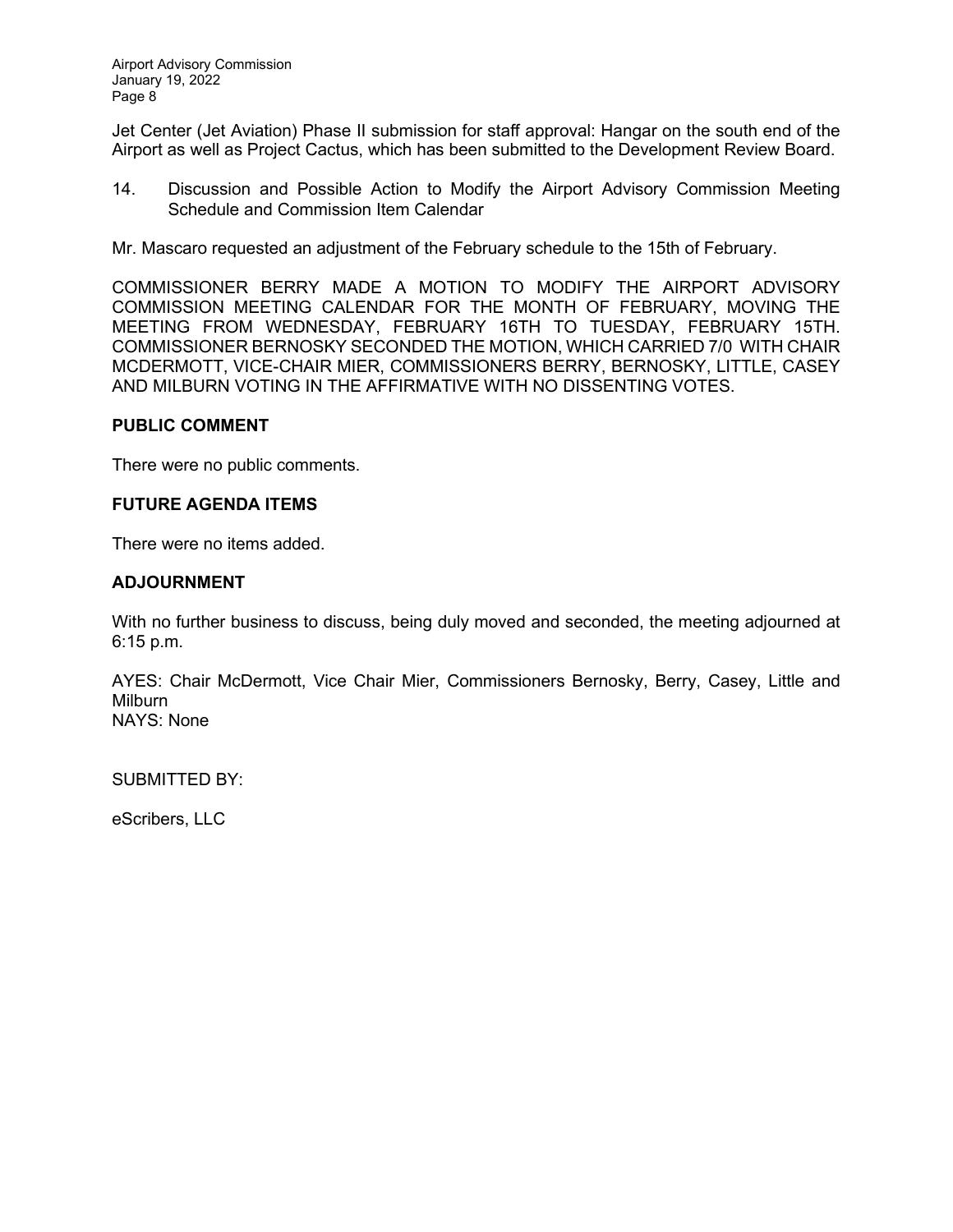Jet Center (Jet Aviation) Phase II submission for staff approval: Hangar on the south end of the Airport as well as Project Cactus, which has been submitted to the Development Review Board.

14. Discussion and Possible Action to Modify the Airport Advisory Commission Meeting Schedule and Commission Item Calendar

Mr. Mascaro requested an adjustment of the February schedule to the 15th of February.

COMMISSIONER BERRY MADE A MOTION TO MODIFY THE AIRPORT ADVISORY COMMISSION MEETING CALENDAR FOR THE MONTH OF FEBRUARY, MOVING THE MEETING FROM WEDNESDAY, FEBRUARY 16TH TO TUESDAY, FEBRUARY 15TH. COMMISSIONER BERNOSKY SECONDED THE MOTION, WHICH CARRIED 7/0 WITH CHAIR MCDERMOTT, VICE-CHAIR MIER, COMMISSIONERS BERRY, BERNOSKY, LITTLE, CASEY AND MILBURN VOTING IN THE AFFIRMATIVE WITH NO DISSENTING VOTES.

**PUBLIC COMMENT**

There were no public comments.

**FUTURE AGENDA ITEMS**

There were no items added.

**ADJOURNMENT**

With no further business to discuss, being duly moved and seconded, the meeting adjourned at 6:15 p.m.

AYES: Chair McDermott, Vice Chair Mier, Commissioners Bernosky, Berry, Casey, Little and Milburn
NAYS: None

SUBMITTED BY:

eScribers, LLC